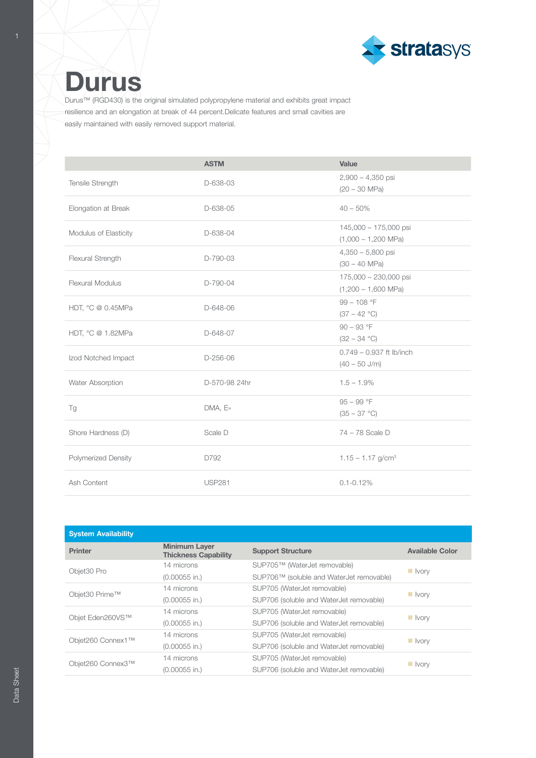# Durus

Durus™ (RGD430) is the original simulated polypropylene material and exhibits great impact resilience and an elongation at break of 44 percent.Delicate features and small cavities are easily maintained with easily removed support material.

| | ASTM | Value |
|---|---|---|
| Tensile Strength | D-638-03 | 2,900 – 4,350 psi (20 – 30 MPa) |
| Elongation at Break | D-638-05 | 40 – 50% |
| Modulus of Elasticity | D-638-04 | 145,000 – 175,000 psi (1,000 – 1,200 MPa) |
| Flexural Strength | D-790-03 | 4,350 – 5,800 psi (30 – 40 MPa) |
| Flexural Modulus | D-790-04 | 175,000 – 230,000 psi (1,200 – 1,600 MPa) |
| HDT, °C @ 0.45MPa | D-648-06 | 99 – 108 °F (37 – 42 °C) |
| HDT, °C @ 1.82MPa | D-648-07 | 90 – 93 °F (32 – 34 °C) |
| Izod Notched Impact | D-256-06 | 0.749 – 0.937 ft lb/inch (40 – 50 J/m) |
| Water Absorption | D-570-98 24hr | 1.5 – 1.9% |
| Tg | DMA, E» | 95 – 99 °F (35 – 37 °C) |
| Shore Hardness (D) | Scale D | 74 – 78 Scale D |
| Polymerized Density | D792 | 1.15 – 1.17 g/cm³ |
| Ash Content | USP281 | 0.1-0.12% |

**System Availability**

| Printer | Minimum Layer Thickness Capability | Support Structure | Available Color |
|---|---|---|---|
| Objet30 Pro | 14 microns (0.00055 in.) | SUP705™ (WaterJet removable) SUP706™ (soluble and WaterJet removable) | Ivory |
| Objet30 Prime™ | 14 microns (0.00055 in.) | SUP705 (WaterJet removable) SUP706 (soluble and WaterJet removable) | Ivory |
| Objet Eden260VS™ | 14 microns (0.00055 in.) | SUP705 (WaterJet removable) SUP706 (soluble and WaterJet removable) | Ivory |
| Objet260 Connex1™ | 14 microns (0.00055 in.) | SUP705 (WaterJet removable) SUP706 (soluble and WaterJet removable) | Ivory |
| Objet260 Connex3™ | 14 microns (0.00055 in.) | SUP705 (WaterJet removable) SUP706 (soluble and WaterJet removable) | Ivory |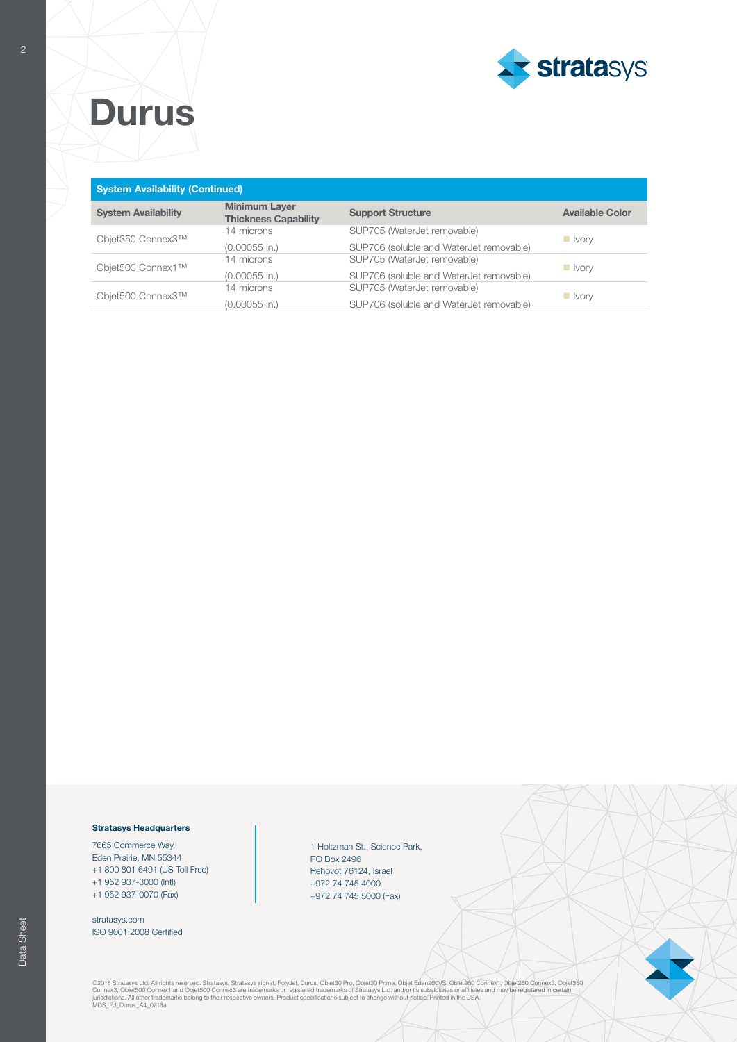# Durus

| System Availability (Continued) | | | |
| --- | --- | --- | --- |
| **System Availability** | **Minimum Layer Thickness Capability** | **Support Structure** | **Available Color** |
| Objet350 Connex3™ | 14 microns (0.00055 in.) | SUP705 (WaterJet removable) SUP706 (soluble and WaterJet removable) | Ivory |
| Objet500 Connex1™ | 14 microns (0.00055 in.) | SUP705 (WaterJet removable) SUP706 (soluble and WaterJet removable) | Ivory |
| Objet500 Connex3™ | 14 microns (0.00055 in.) | SUP705 (WaterJet removable) SUP706 (soluble and WaterJet removable) | Ivory |

**Stratasys Headquarters**

7665 Commerce Way,
Eden Prairie, MN 55344
+1 800 801 6491 (US Toll Free)
+1 952 937-3000 (Intl)
+1 952 937-0070 (Fax)

stratasys.com
ISO 9001:2008 Certified

1 Holtzman St., Science Park,
PO Box 2496
Rehovot 76124, Israel
+972 74 745 4000
+972 74 745 5000 (Fax)

©2018 Stratasys Ltd. All rights reserved. Stratasys, Stratasys signet, PolyJet, Durus, Objet30 Pro, Objet30 Prime, Objet Eden260VS, Objet260 Connex1, Objet260 Connex3, Objet350 Connex3, Objet500 Connex1 and Objet500 Connex3 are trademarks or registered trademarks of Stratasys Ltd. and/or its subsidiaries or affiliates and may be registered in certain jurisdictions. All other trademarks belong to their respective owners. Product specifications subject to change without notice. Printed in the USA.
MDS_PJ_Durus_A4_0718a